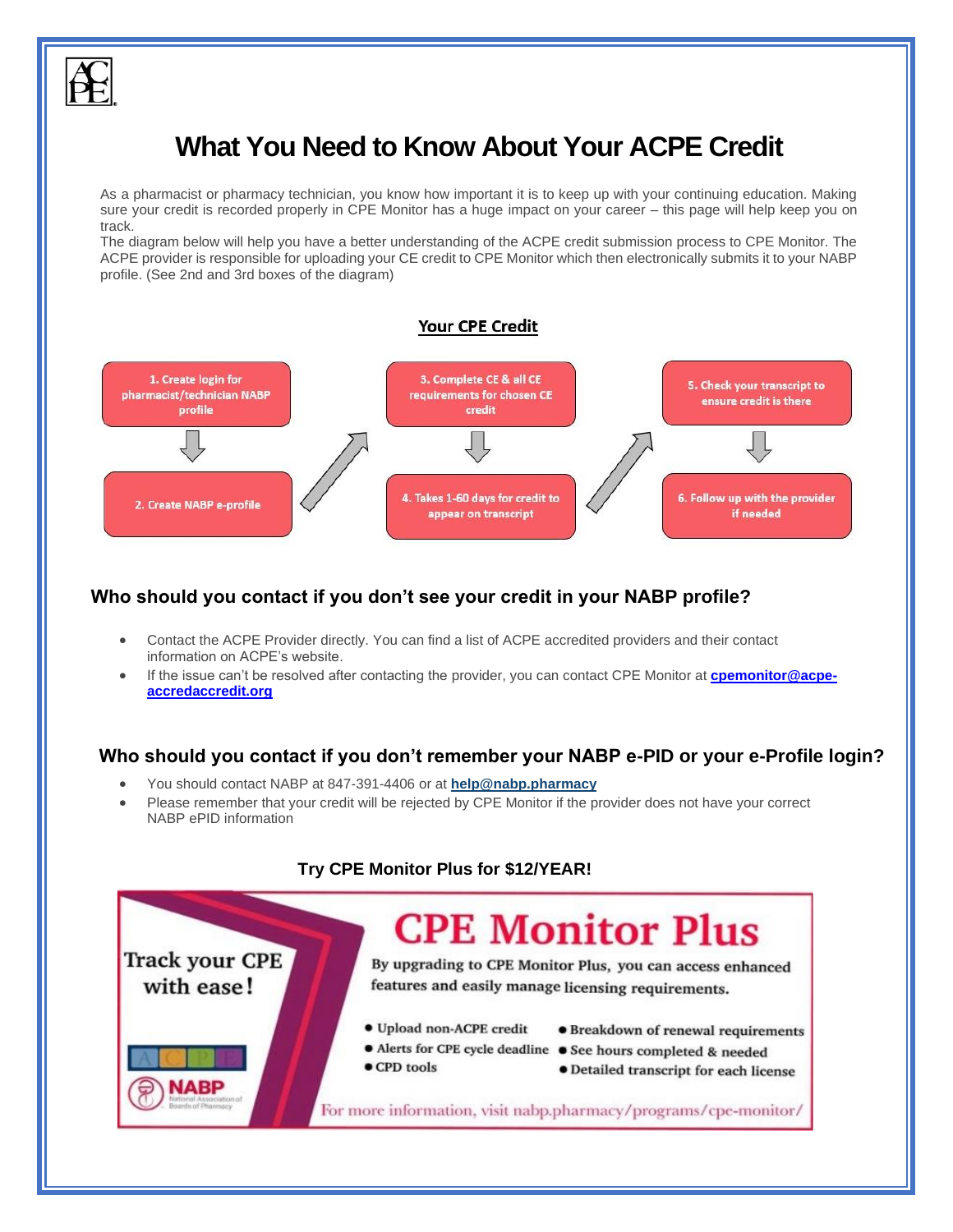# What You Need to Know About Your ACPE Credit

As a pharmacist or pharmacy technician, you know how important it is to keep up with your continuing education. Making sure your credit is recorded properly in CPE Monitor has a huge impact on your career – this page will help keep you on track.

The diagram below will help you have a better understanding of the ACPE credit submission process to CPE Monitor. The ACPE provider is responsible for uploading your CE credit to CPE Monitor which then electronically submits it to your NABP profile. (See 2nd and 3rd boxes of the diagram)

**Your CPE Credit**

1. Create login for pharmacist/technician NABP profile
2. Create NABP e-profile
3. Complete CE & all CE requirements for chosen CE credit
4. Takes 1-60 days for credit to appear on transcript
5. Check your transcript to ensure credit is there
6. Follow up with the provider if needed

## Who should you contact if you don't see your credit in your NABP profile?

- Contact the ACPE Provider directly. You can find a list of ACPE accredited providers and their contact information on ACPE's website.
- If the issue can't be resolved after contacting the provider, you can contact CPE Monitor at **cpemonitor@acpe-accredaccredit.org**

## Who should you contact if you don't remember your NABP e-PID or your e-Profile login?

- You should contact NABP at 847-391-4406 or at **help@nabp.pharmacy**
- Please remember that your credit will be rejected by CPE Monitor if the provider does not have your correct NABP ePID information

**Try CPE Monitor Plus for $12/YEAR!**

Track your CPE with ease!

# CPE Monitor Plus

By upgrading to CPE Monitor Plus, you can access enhanced features and easily manage licensing requirements.

- Upload non-ACPE credit
- Alerts for CPE cycle deadline
- CPD tools
- Breakdown of renewal requirements
- See hours completed & needed
- Detailed transcript for each license

For more information, visit nabp.pharmacy/programs/cpe-monitor/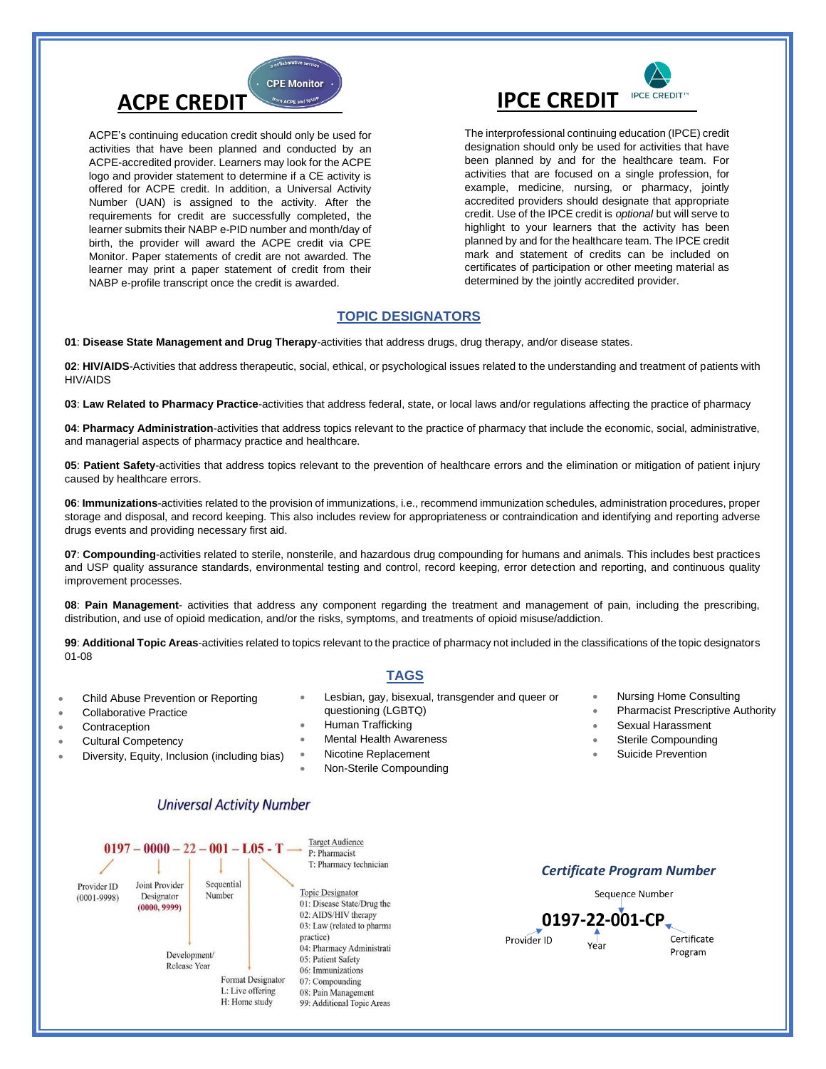## ACPE CREDIT

CPE Monitor – a collaborative service from ACPE and NABP

ACPE's continuing education credit should only be used for activities that have been planned and conducted by an ACPE-accredited provider. Learners may look for the ACPE logo and provider statement to determine if a CE activity is offered for ACPE credit. In addition, a Universal Activity Number (UAN) is assigned to the activity. After the requirements for credit are successfully completed, the learner submits their NABP e-PID number and month/day of birth, the provider will award the ACPE credit via CPE Monitor. Paper statements of credit are not awarded. The learner may print a paper statement of credit from their NABP e-profile transcript once the credit is awarded.

## IPCE CREDIT

IPCE CREDIT™

The interprofessional continuing education (IPCE) credit designation should only be used for activities that have been planned by and for the healthcare team. For activities that are focused on a single profession, for example, medicine, nursing, or pharmacy, jointly accredited providers should designate that appropriate credit. Use of the IPCE credit is *optional* but will serve to highlight to your learners that the activity has been planned by and for the healthcare team. The IPCE credit mark and statement of credits can be included on certificates of participation or other meeting material as determined by the jointly accredited provider.

## TOPIC DESIGNATORS

**01**: **Disease State Management and Drug Therapy**-activities that address drugs, drug therapy, and/or disease states.

**02**: **HIV/AIDS**-Activities that address therapeutic, social, ethical, or psychological issues related to the understanding and treatment of patients with HIV/AIDS

**03**: **Law Related to Pharmacy Practice**-activities that address federal, state, or local laws and/or regulations affecting the practice of pharmacy

**04**: **Pharmacy Administration**-activities that address topics relevant to the practice of pharmacy that include the economic, social, administrative, and managerial aspects of pharmacy practice and healthcare.

**05**: **Patient Safety**-activities that address topics relevant to the prevention of healthcare errors and the elimination or mitigation of patient injury caused by healthcare errors.

**06**: **Immunizations**-activities related to the provision of immunizations, i.e., recommend immunization schedules, administration procedures, proper storage and disposal, and record keeping. This also includes review for appropriateness or contraindication and identifying and reporting adverse drugs events and providing necessary first aid.

**07**: **Compounding**-activities related to sterile, nonsterile, and hazardous drug compounding for humans and animals. This includes best practices and USP quality assurance standards, environmental testing and control, record keeping, error detection and reporting, and continuous quality improvement processes.

**08**: **Pain Management**- activities that address any component regarding the treatment and management of pain, including the prescribing, distribution, and use of opioid medication, and/or the risks, symptoms, and treatments of opioid misuse/addiction.

**99**: **Additional Topic Areas**-activities related to topics relevant to the practice of pharmacy not included in the classifications of the topic designators 01-08

## TAGS

- Child Abuse Prevention or Reporting
- Collaborative Practice
- Contraception
- Cultural Competency
- Diversity, Equity, Inclusion (including bias)
- Lesbian, gay, bisexual, transgender and queer or questioning (LGBTQ)
- Human Trafficking
- Mental Health Awareness
- Nicotine Replacement
- Non-Sterile Compounding
- Nursing Home Consulting
- Pharmacist Prescriptive Authority
- Sexual Harassment
- Sterile Compounding
- Suicide Prevention

### *Universal Activity Number*

**0197 – 0000 – 22 – 001 – L05 - T**

Provider ID (0001-9998)

Joint Provider Designator **(0000, 9999)**

Development/ Release Year

Sequential Number

Format Designator
L: Live offering
H: Home study

Target Audience
P: Pharmacist
T: Pharmacy technician

Topic Designator
01: Disease State/Drug the
02: AIDS/HIV therapy
03: Law (related to pharma practice)
04: Pharmacy Administrati
05: Patient Safety
06: Immunizations
07: Compounding
08: Pain Management
99: Additional Topic Areas

### *Certificate Program Number*

**0197-22-001-CP**

Sequence Number

Provider ID

Year

Certificate Program